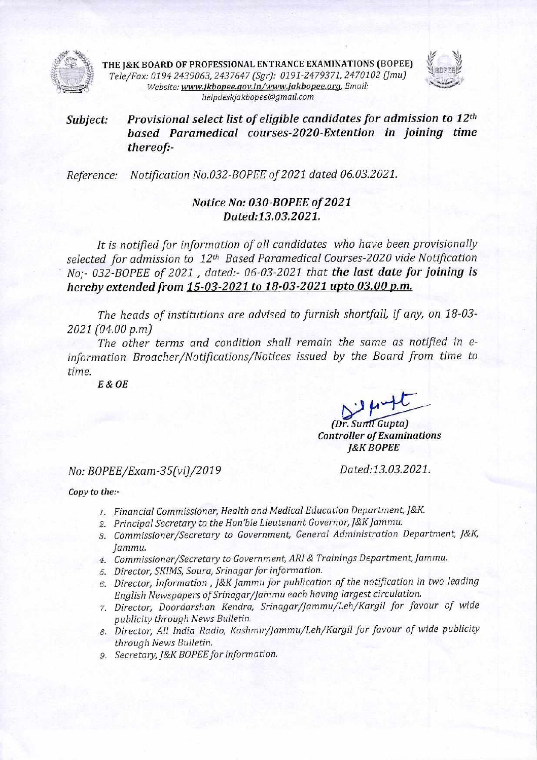**THE J&K BOARD OF PROFESSIONAL ENTRANCE EXAMINATIONS (BOPEE)**
*Tele/Fax: 0194 2439063, 2437647 (Sgr): 0191-2479371, 2470102 (Jmu)*
*Website: www.jkbopee.gov.in/www.jakbopee.org, Email: helpdeskjakbopee@gmail.com*

***Subject:*** ***Provisional select list of eligible candidates for admission to 12th based Paramedical courses-2020-Extention in joining time thereof:-***

*Reference: Notification No.032-BOPEE of 2021 dated 06.03.2021.*

## *Notice No: 030-BOPEE of 2021*
## *Dated:13.03.2021.*

*It is notified for information of all candidates who have been provisionally selected for admission to 12th Based Paramedical Courses-2020 vide Notification No;- 032-BOPEE of 2021, dated:- 06-03-2021 that* ***the last date for joining is hereby extended from 15-03-2021 to 18-03-2021 upto 03.00 p.m.***

*The heads of institutions are advised to furnish shortfall, if any, on 18-03-2021 (04.00 p.m)*

*The other terms and condition shall remain the same as notified in e-information Broacher/Notifications/Notices issued by the Board from time to time.*

***E & OE***

*(Dr. Sunil Gupta)*
***Controller of Examinations***
***J&K BOPEE***

*No: BOPEE/Exam-35(vi)/2019* *Dated:13.03.2021.*

***Copy to the:-***

1. *Financial Commissioner, Health and Medical Education Department, J&K.*
2. *Principal Secretary to the Hon'ble Lieutenant Governor, J&K Jammu.*
3. *Commissioner/Secretary to Government, General Administration Department, J&K, Jammu.*
4. *Commissioner/Secretary to Government, ARI & Trainings Department, Jammu.*
5. *Director, SKIMS, Soura, Srinagar for information.*
6. *Director, Information, J&K Jammu for publication of the notification in two leading English Newspapers of Srinagar/Jammu each having largest circulation.*
7. *Director, Doordarshan Kendra, Srinagar/Jammu/Leh/Kargil for favour of wide publicity through News Bulletin.*
8. *Director, All India Radio, Kashmir/Jammu/Leh/Kargil for favour of wide publicity through News Bulletin.*
9. *Secretary, J&K BOPEE for information.*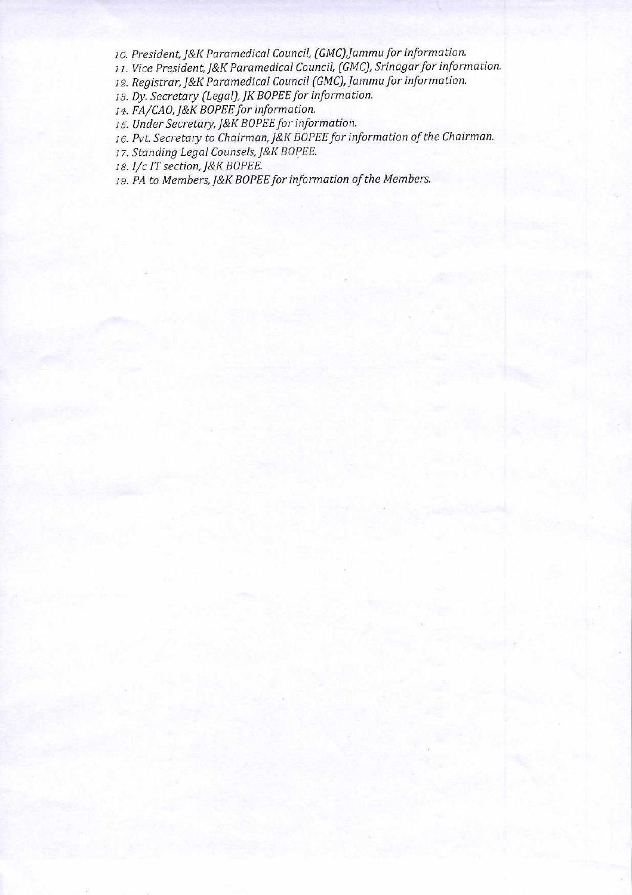10. *President, J&K Paramedical Council, (GMC),Jammu for information.*
11. *Vice President, J&K Paramedical Council, (GMC), Srinagar for information.*
12. *Registrar, J&K Paramedical Council (GMC), Jammu for information.*
13. *Dy. Secretary (Legal), JK BOPEE for information.*
14. *FA/CAO, J&K BOPEE for information.*
15. *Under Secretary, J&K BOPEE for information.*
16. *Pvt. Secretary to Chairman, J&K BOPEE for information of the Chairman.*
17. *Standing Legal Counsels, J&K BOPEE.*
18. *I/c IT section, J&K BOPEE.*
19. *PA to Members, J&K BOPEE for information of the Members.*